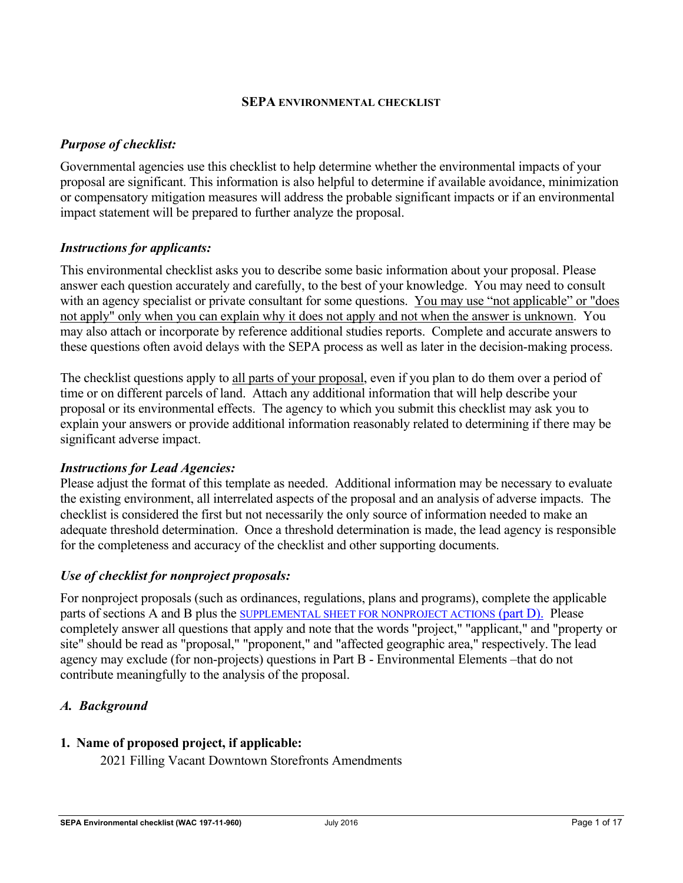# SEPA ENVIRONMENTAL CHECKLIST

### *Purpose of checklist:*

Governmental agencies use this checklist to help determine whether the environmental impacts of your proposal are significant. This information is also helpful to determine if available avoidance, minimization or compensatory mitigation measures will address the probable significant impacts or if an environmental impact statement will be prepared to further analyze the proposal.

### *Instructions for applicants:*

This environmental checklist asks you to describe some basic information about your proposal. Please answer each question accurately and carefully, to the best of your knowledge. You may need to consult with an agency specialist or private consultant for some questions. <u>You may use "not applicable" or "does not apply" only when you can explain why it does not apply and not when the answer is unknown</u>. You may also attach or incorporate by reference additional studies reports. Complete and accurate answers to these questions often avoid delays with the SEPA process as well as later in the decision-making process.

The checklist questions apply to <u>all parts of your proposal</u>, even if you plan to do them over a period of time or on different parcels of land. Attach any additional information that will help describe your proposal or its environmental effects. The agency to which you submit this checklist may ask you to explain your answers or provide additional information reasonably related to determining if there may be significant adverse impact.

### *Instructions for Lead Agencies:*

Please adjust the format of this template as needed. Additional information may be necessary to evaluate the existing environment, all interrelated aspects of the proposal and an analysis of adverse impacts. The checklist is considered the first but not necessarily the only source of information needed to make an adequate threshold determination. Once a threshold determination is made, the lead agency is responsible for the completeness and accuracy of the checklist and other supporting documents.

### *Use of checklist for nonproject proposals:*

For nonproject proposals (such as ordinances, regulations, plans and programs), complete the applicable parts of sections A and B plus the SUPPLEMENTAL SHEET FOR NONPROJECT ACTIONS (part D). Please completely answer all questions that apply and note that the words "project," "applicant," and "property or site" should be read as "proposal," "proponent," and "affected geographic area," respectively. The lead agency may exclude (for non-projects) questions in Part B - Environmental Elements –that do not contribute meaningfully to the analysis of the proposal.

## *A. Background*

**1. Name of proposed project, if applicable:**

2021 Filling Vacant Downtown Storefronts Amendments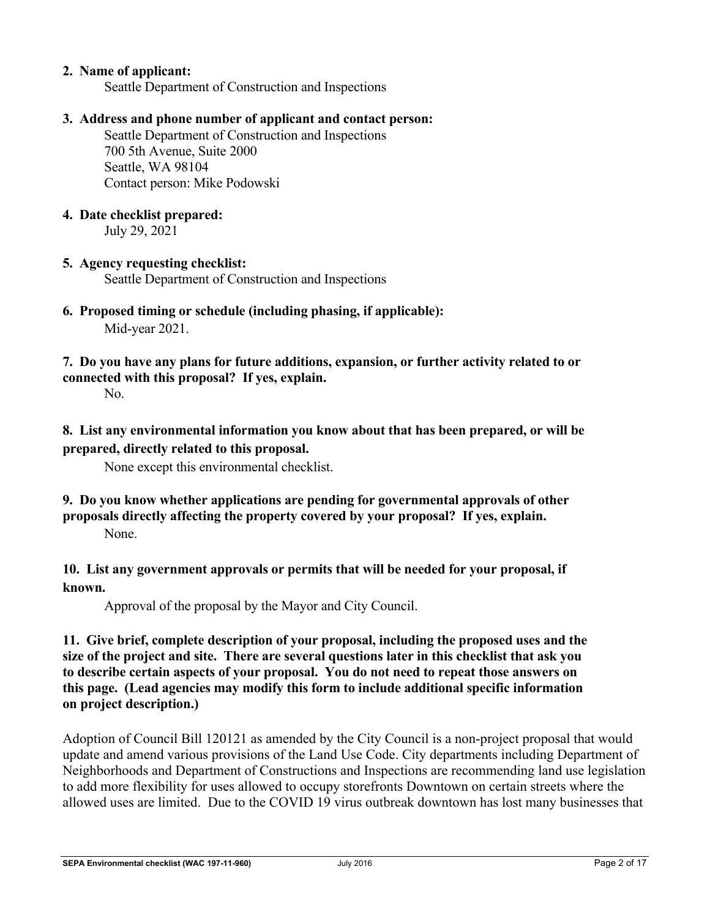**2. Name of applicant:**

Seattle Department of Construction and Inspections

**3. Address and phone number of applicant and contact person:**

Seattle Department of Construction and Inspections
700 5th Avenue, Suite 2000
Seattle, WA 98104
Contact person: Mike Podowski

**4. Date checklist prepared:**

July 29, 2021

**5. Agency requesting checklist:**

Seattle Department of Construction and Inspections

**6. Proposed timing or schedule (including phasing, if applicable):**

Mid-year 2021.

**7. Do you have any plans for future additions, expansion, or further activity related to or connected with this proposal? If yes, explain.**

No.

**8. List any environmental information you know about that has been prepared, or will be prepared, directly related to this proposal.**

None except this environmental checklist.

**9. Do you know whether applications are pending for governmental approvals of other proposals directly affecting the property covered by your proposal? If yes, explain.**

None.

**10. List any government approvals or permits that will be needed for your proposal, if known.**

Approval of the proposal by the Mayor and City Council.

**11. Give brief, complete description of your proposal, including the proposed uses and the size of the project and site. There are several questions later in this checklist that ask you to describe certain aspects of your proposal. You do not need to repeat those answers on this page. (Lead agencies may modify this form to include additional specific information on project description.)**

Adoption of Council Bill 120121 as amended by the City Council is a non-project proposal that would update and amend various provisions of the Land Use Code. City departments including Department of Neighborhoods and Department of Constructions and Inspections are recommending land use legislation to add more flexibility for uses allowed to occupy storefronts Downtown on certain streets where the allowed uses are limited. Due to the COVID 19 virus outbreak downtown has lost many businesses that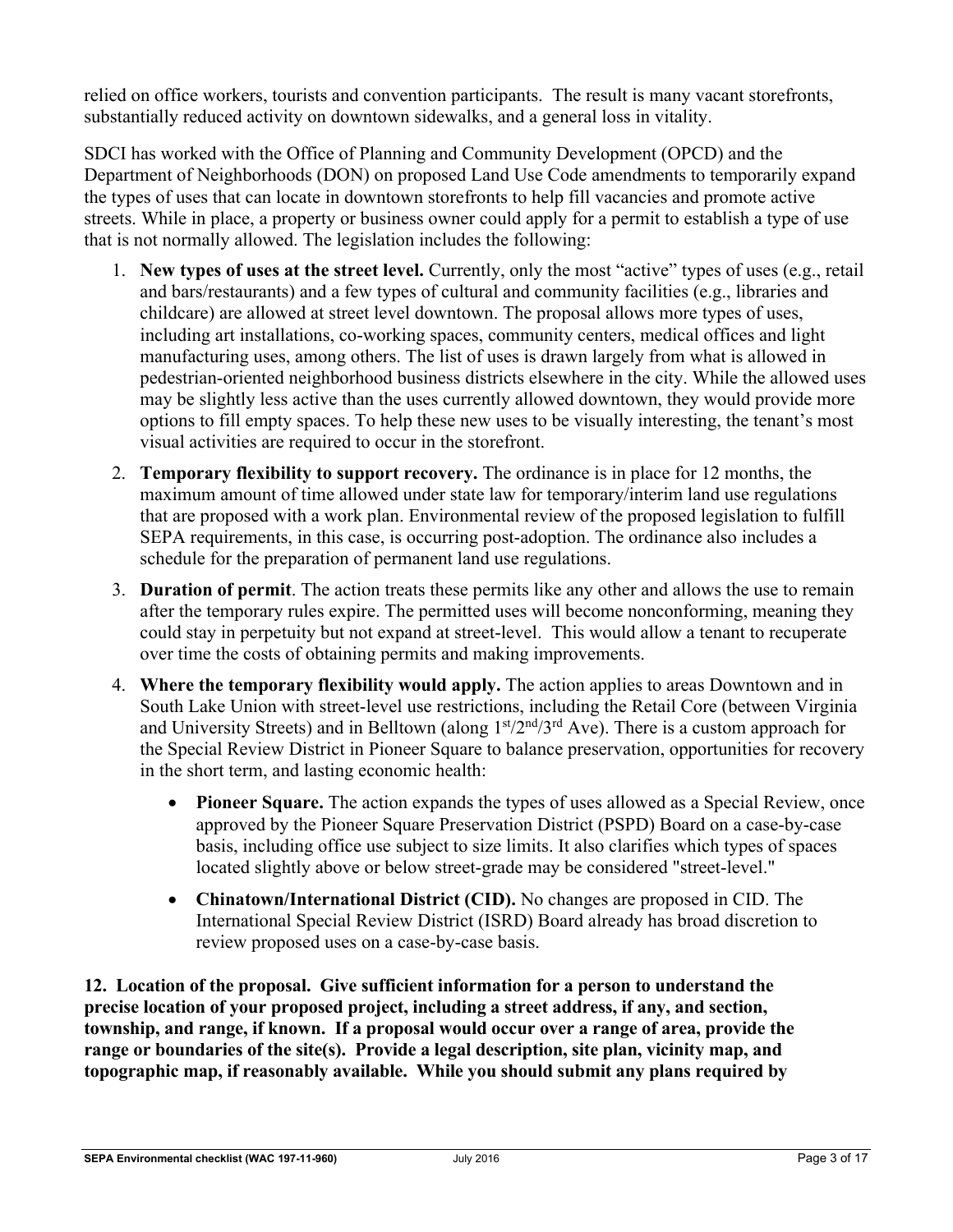relied on office workers, tourists and convention participants. The result is many vacant storefronts, substantially reduced activity on downtown sidewalks, and a general loss in vitality.

SDCI has worked with the Office of Planning and Community Development (OPCD) and the Department of Neighborhoods (DON) on proposed Land Use Code amendments to temporarily expand the types of uses that can locate in downtown storefronts to help fill vacancies and promote active streets. While in place, a property or business owner could apply for a permit to establish a type of use that is not normally allowed. The legislation includes the following:

1. **New types of uses at the street level.** Currently, only the most "active" types of uses (e.g., retail and bars/restaurants) and a few types of cultural and community facilities (e.g., libraries and childcare) are allowed at street level downtown. The proposal allows more types of uses, including art installations, co-working spaces, community centers, medical offices and light manufacturing uses, among others. The list of uses is drawn largely from what is allowed in pedestrian-oriented neighborhood business districts elsewhere in the city. While the allowed uses may be slightly less active than the uses currently allowed downtown, they would provide more options to fill empty spaces. To help these new uses to be visually interesting, the tenant's most visual activities are required to occur in the storefront.
2. **Temporary flexibility to support recovery.** The ordinance is in place for 12 months, the maximum amount of time allowed under state law for temporary/interim land use regulations that are proposed with a work plan. Environmental review of the proposed legislation to fulfill SEPA requirements, in this case, is occurring post-adoption. The ordinance also includes a schedule for the preparation of permanent land use regulations.
3. **Duration of permit**. The action treats these permits like any other and allows the use to remain after the temporary rules expire. The permitted uses will become nonconforming, meaning they could stay in perpetuity but not expand at street-level. This would allow a tenant to recuperate over time the costs of obtaining permits and making improvements.
4. **Where the temporary flexibility would apply.** The action applies to areas Downtown and in South Lake Union with street-level use restrictions, including the Retail Core (between Virginia and University Streets) and in Belltown (along 1st/2nd/3rd Ave). There is a custom approach for the Special Review District in Pioneer Square to balance preservation, opportunities for recovery in the short term, and lasting economic health:
   - **Pioneer Square.** The action expands the types of uses allowed as a Special Review, once approved by the Pioneer Square Preservation District (PSPD) Board on a case-by-case basis, including office use subject to size limits. It also clarifies which types of spaces located slightly above or below street-grade may be considered "street-level."
   - **Chinatown/International District (CID).** No changes are proposed in CID. The International Special Review District (ISRD) Board already has broad discretion to review proposed uses on a case-by-case basis.

**12. Location of the proposal. Give sufficient information for a person to understand the precise location of your proposed project, including a street address, if any, and section, township, and range, if known. If a proposal would occur over a range of area, provide the range or boundaries of the site(s). Provide a legal description, site plan, vicinity map, and topographic map, if reasonably available. While you should submit any plans required by**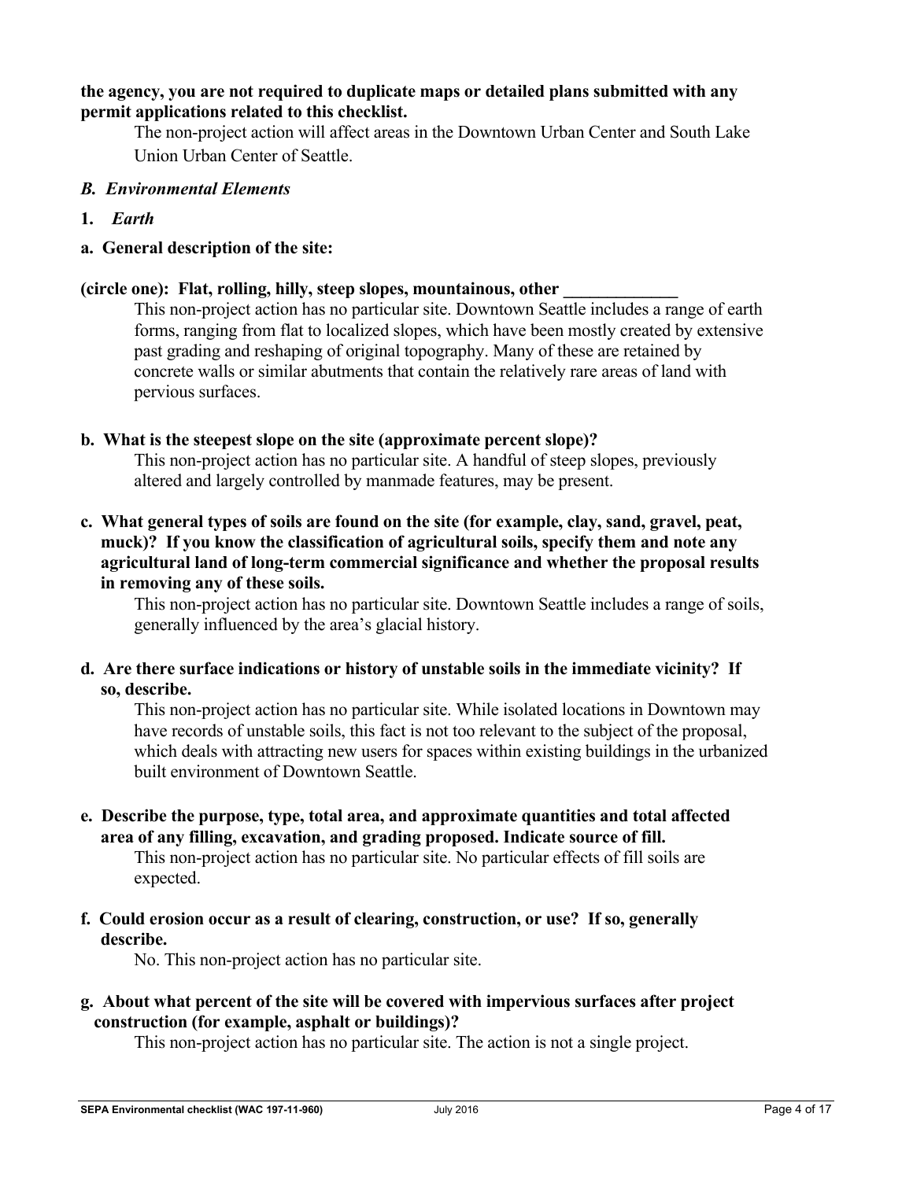**the agency, you are not required to duplicate maps or detailed plans submitted with any permit applications related to this checklist.**

The non-project action will affect areas in the Downtown Urban Center and South Lake Union Urban Center of Seattle.

### *B. Environmental Elements*

**1. *Earth***

**a. General description of the site:**

**(circle one): Flat, rolling, hilly, steep slopes, mountainous, other _____________**

This non-project action has no particular site. Downtown Seattle includes a range of earth forms, ranging from flat to localized slopes, which have been mostly created by extensive past grading and reshaping of original topography. Many of these are retained by concrete walls or similar abutments that contain the relatively rare areas of land with pervious surfaces.

**b. What is the steepest slope on the site (approximate percent slope)?**

This non-project action has no particular site. A handful of steep slopes, previously altered and largely controlled by manmade features, may be present.

**c. What general types of soils are found on the site (for example, clay, sand, gravel, peat, muck)? If you know the classification of agricultural soils, specify them and note any agricultural land of long-term commercial significance and whether the proposal results in removing any of these soils.**

This non-project action has no particular site. Downtown Seattle includes a range of soils, generally influenced by the area's glacial history.

**d. Are there surface indications or history of unstable soils in the immediate vicinity? If so, describe.**

This non-project action has no particular site. While isolated locations in Downtown may have records of unstable soils, this fact is not too relevant to the subject of the proposal, which deals with attracting new users for spaces within existing buildings in the urbanized built environment of Downtown Seattle.

**e. Describe the purpose, type, total area, and approximate quantities and total affected area of any filling, excavation, and grading proposed. Indicate source of fill.**

This non-project action has no particular site. No particular effects of fill soils are expected.

**f. Could erosion occur as a result of clearing, construction, or use? If so, generally describe.**

No. This non-project action has no particular site.

**g. About what percent of the site will be covered with impervious surfaces after project construction (for example, asphalt or buildings)?**

This non-project action has no particular site. The action is not a single project.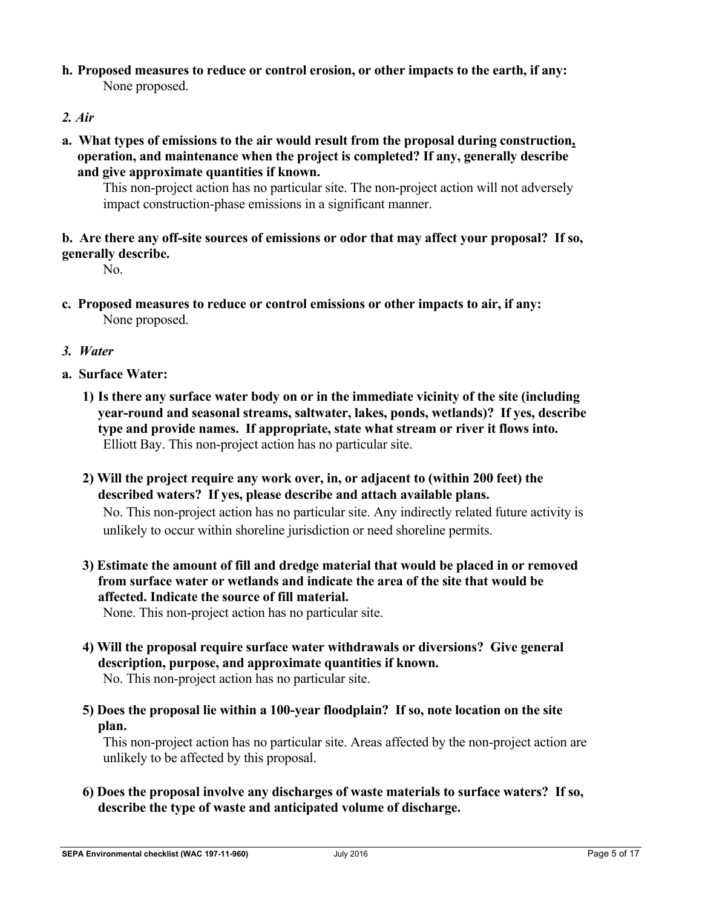**h. Proposed measures to reduce or control erosion, or other impacts to the earth, if any:**

None proposed.

***2. Air***

**a. What types of emissions to the air would result from the proposal during construction, operation, and maintenance when the project is completed? If any, generally describe and give approximate quantities if known.**

This non-project action has no particular site. The non-project action will not adversely impact construction-phase emissions in a significant manner.

**b. Are there any off-site sources of emissions or odor that may affect your proposal? If so, generally describe.**

No.

**c. Proposed measures to reduce or control emissions or other impacts to air, if any:**

None proposed.

***3. Water***

**a. Surface Water:**

**1) Is there any surface water body on or in the immediate vicinity of the site (including year-round and seasonal streams, saltwater, lakes, ponds, wetlands)? If yes, describe type and provide names. If appropriate, state what stream or river it flows into.**

Elliott Bay. This non-project action has no particular site.

**2) Will the project require any work over, in, or adjacent to (within 200 feet) the described waters? If yes, please describe and attach available plans.**

No. This non-project action has no particular site. Any indirectly related future activity is unlikely to occur within shoreline jurisdiction or need shoreline permits.

**3) Estimate the amount of fill and dredge material that would be placed in or removed from surface water or wetlands and indicate the area of the site that would be affected. Indicate the source of fill material.**

None. This non-project action has no particular site.

**4) Will the proposal require surface water withdrawals or diversions? Give general description, purpose, and approximate quantities if known.**

No. This non-project action has no particular site.

**5) Does the proposal lie within a 100-year floodplain? If so, note location on the site plan.**

This non-project action has no particular site. Areas affected by the non-project action are unlikely to be affected by this proposal.

**6) Does the proposal involve any discharges of waste materials to surface waters? If so, describe the type of waste and anticipated volume of discharge.**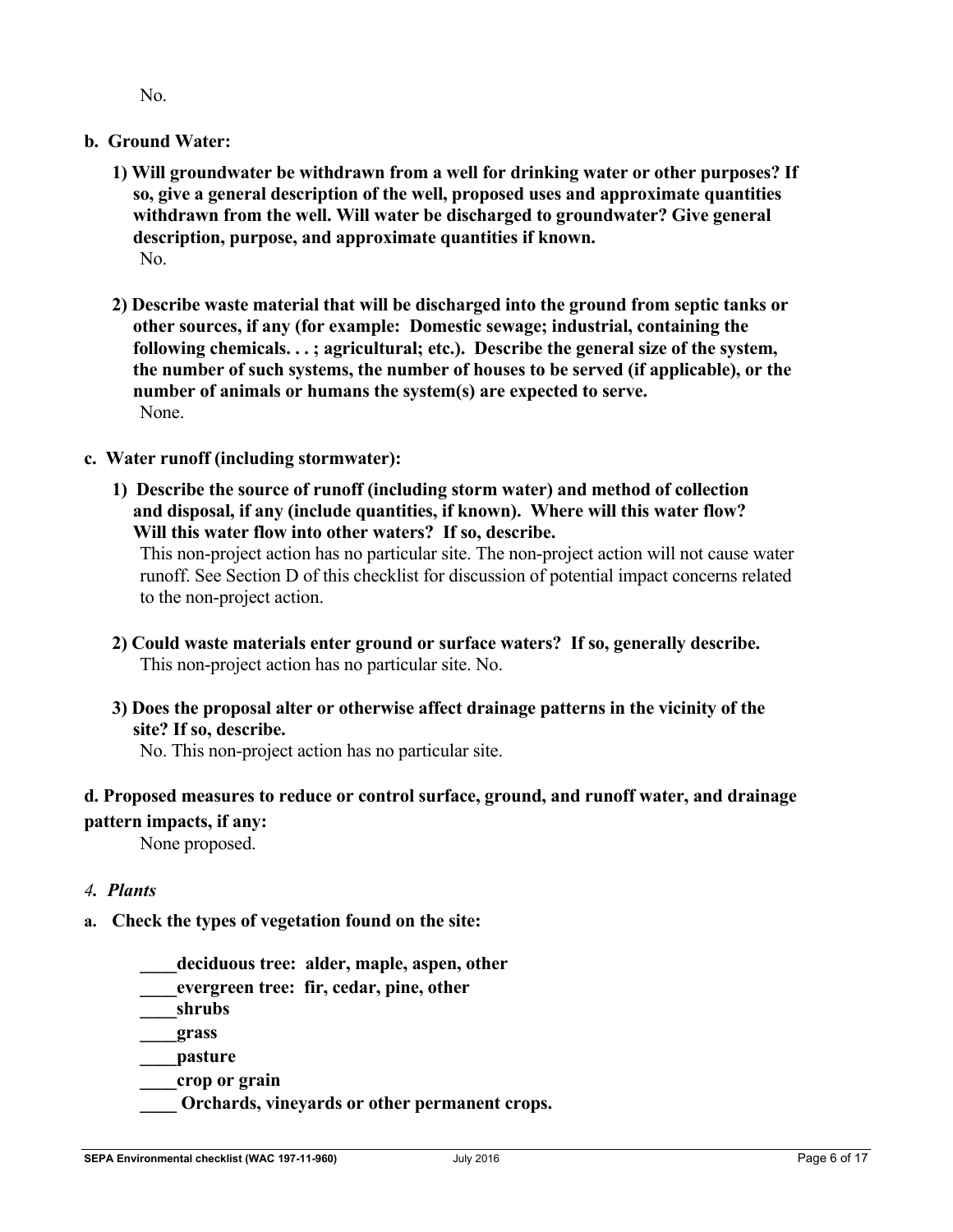No.

**b. Ground Water:**

**1) Will groundwater be withdrawn from a well for drinking water or other purposes? If so, give a general description of the well, proposed uses and approximate quantities withdrawn from the well. Will water be discharged to groundwater? Give general description, purpose, and approximate quantities if known.**

No.

**2) Describe waste material that will be discharged into the ground from septic tanks or other sources, if any (for example: Domestic sewage; industrial, containing the following chemicals. . . ; agricultural; etc.). Describe the general size of the system, the number of such systems, the number of houses to be served (if applicable), or the number of animals or humans the system(s) are expected to serve.**

None.

**c. Water runoff (including stormwater):**

**1) Describe the source of runoff (including storm water) and method of collection and disposal, if any (include quantities, if known). Where will this water flow? Will this water flow into other waters? If so, describe.**

This non-project action has no particular site. The non-project action will not cause water runoff. See Section D of this checklist for discussion of potential impact concerns related to the non-project action.

**2) Could waste materials enter ground or surface waters? If so, generally describe.**

This non-project action has no particular site. No.

**3) Does the proposal alter or otherwise affect drainage patterns in the vicinity of the site? If so, describe.**

No. This non-project action has no particular site.

**d. Proposed measures to reduce or control surface, ground, and runoff water, and drainage pattern impacts, if any:**

None proposed.

***4. Plants***

**a. Check the types of vegetation found on the site:**

**____deciduous tree: alder, maple, aspen, other**
**____evergreen tree: fir, cedar, pine, other**
**____shrubs**
**____grass**
**____pasture**
**____crop or grain**
**____ Orchards, vineyards or other permanent crops.**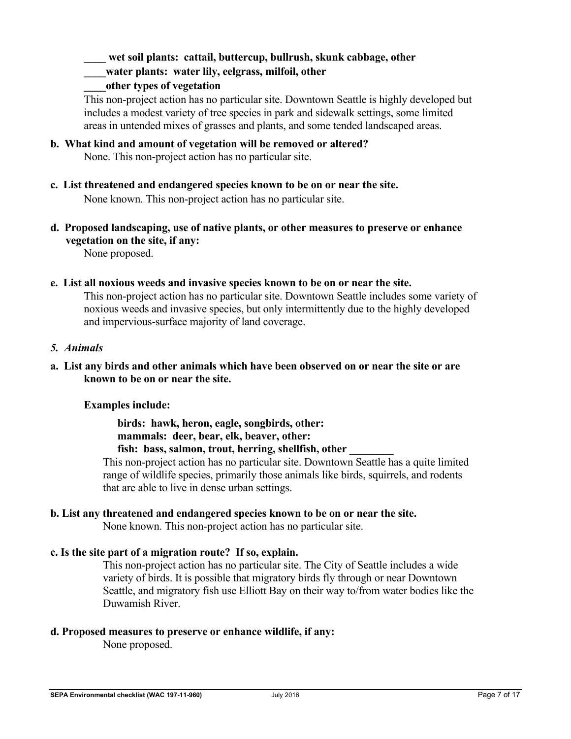**____ wet soil plants: cattail, buttercup, bullrush, skunk cabbage, other**

**____water plants: water lily, eelgrass, milfoil, other**

**____other types of vegetation**

This non-project action has no particular site. Downtown Seattle is highly developed but includes a modest variety of tree species in park and sidewalk settings, some limited areas in untended mixes of grasses and plants, and some tended landscaped areas.

**b. What kind and amount of vegetation will be removed or altered?**

None. This non-project action has no particular site.

**c. List threatened and endangered species known to be on or near the site.**

None known. This non-project action has no particular site.

**d. Proposed landscaping, use of native plants, or other measures to preserve or enhance vegetation on the site, if any:**

None proposed.

**e. List all noxious weeds and invasive species known to be on or near the site.**

This non-project action has no particular site. Downtown Seattle includes some variety of noxious weeds and invasive species, but only intermittently due to the highly developed and impervious-surface majority of land coverage.

*5. Animals*

**a. List any birds and other animals which have been observed on or near the site or are known to be on or near the site.**

**Examples include:**

**birds: hawk, heron, eagle, songbirds, other:**
**mammals: deer, bear, elk, beaver, other:**
**fish: bass, salmon, trout, herring, shellfish, other ________**

This non-project action has no particular site. Downtown Seattle has a quite limited range of wildlife species, primarily those animals like birds, squirrels, and rodents that are able to live in dense urban settings.

**b. List any threatened and endangered species known to be on or near the site.**

None known. This non-project action has no particular site.

**c. Is the site part of a migration route? If so, explain.**

This non-project action has no particular site. The City of Seattle includes a wide variety of birds. It is possible that migratory birds fly through or near Downtown Seattle, and migratory fish use Elliott Bay on their way to/from water bodies like the Duwamish River.

**d. Proposed measures to preserve or enhance wildlife, if any:**

None proposed.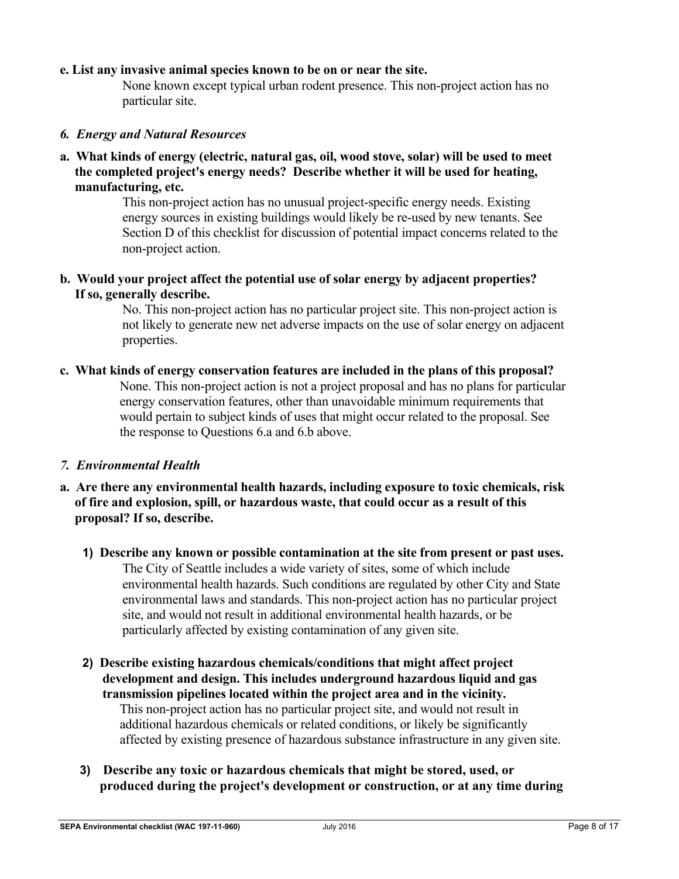**e. List any invasive animal species known to be on or near the site.**

None known except typical urban rodent presence. This non-project action has no particular site.

### *6. Energy and Natural Resources*

**a. What kinds of energy (electric, natural gas, oil, wood stove, solar) will be used to meet the completed project's energy needs? Describe whether it will be used for heating, manufacturing, etc.**

This non-project action has no unusual project-specific energy needs. Existing energy sources in existing buildings would likely be re-used by new tenants. See Section D of this checklist for discussion of potential impact concerns related to the non-project action.

**b. Would your project affect the potential use of solar energy by adjacent properties? If so, generally describe.**

No. This non-project action has no particular project site. This non-project action is not likely to generate new net adverse impacts on the use of solar energy on adjacent properties.

**c. What kinds of energy conservation features are included in the plans of this proposal?**

None. This non-project action is not a project proposal and has no plans for particular energy conservation features, other than unavoidable minimum requirements that would pertain to subject kinds of uses that might occur related to the proposal. See the response to Questions 6.a and 6.b above.

### *7. Environmental Health*

**a. Are there any environmental health hazards, including exposure to toxic chemicals, risk of fire and explosion, spill, or hazardous waste, that could occur as a result of this proposal? If so, describe.**

**1) Describe any known or possible contamination at the site from present or past uses.**

The City of Seattle includes a wide variety of sites, some of which include environmental health hazards. Such conditions are regulated by other City and State environmental laws and standards. This non-project action has no particular project site, and would not result in additional environmental health hazards, or be particularly affected by existing contamination of any given site.

**2) Describe existing hazardous chemicals/conditions that might affect project development and design. This includes underground hazardous liquid and gas transmission pipelines located within the project area and in the vicinity.**

This non-project action has no particular project site, and would not result in additional hazardous chemicals or related conditions, or likely be significantly affected by existing presence of hazardous substance infrastructure in any given site.

**3) Describe any toxic or hazardous chemicals that might be stored, used, or produced during the project's development or construction, or at any time during**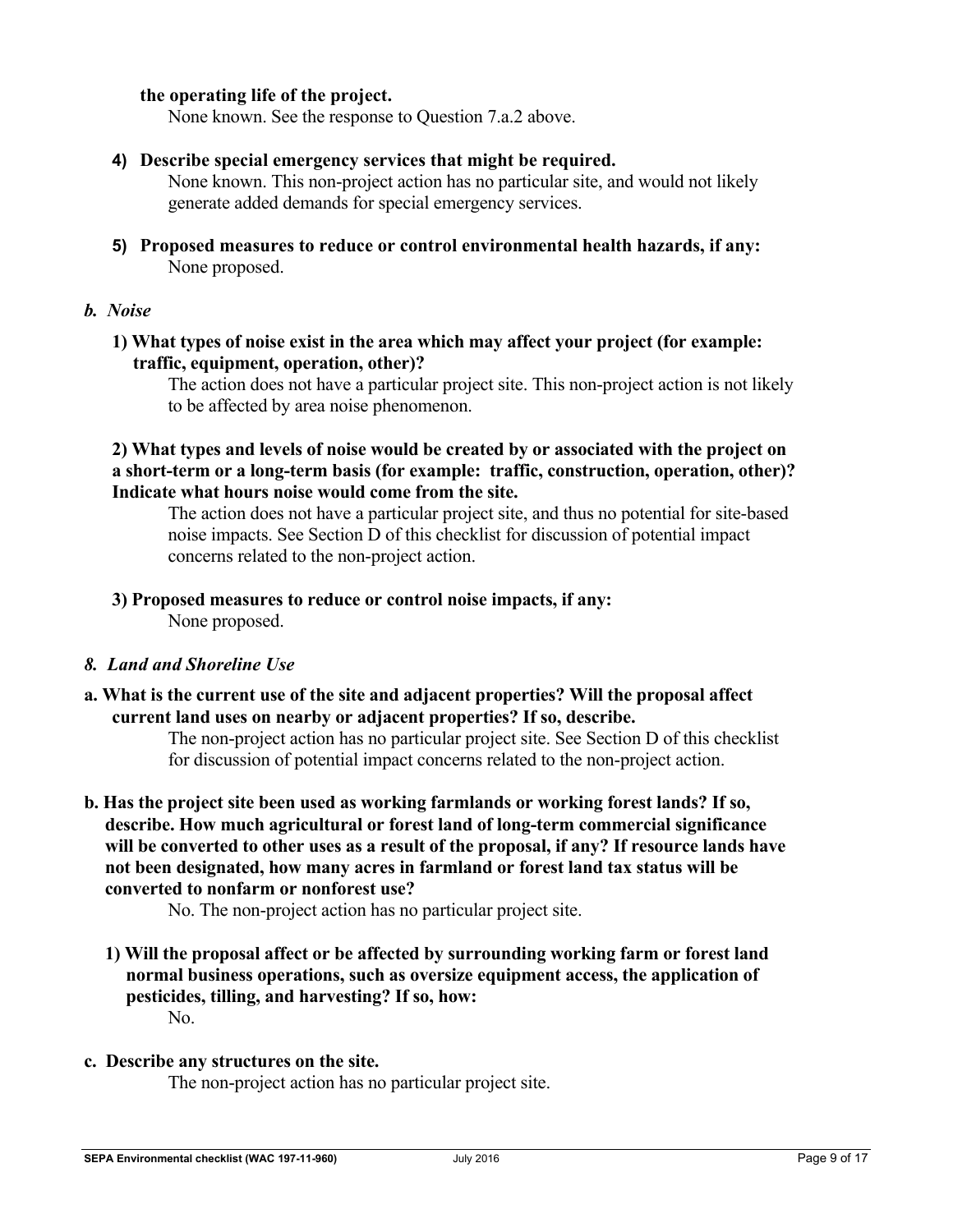**the operating life of the project.**

None known. See the response to Question 7.a.2 above.

**4) Describe special emergency services that might be required.**

None known. This non-project action has no particular site, and would not likely generate added demands for special emergency services.

**5) Proposed measures to reduce or control environmental health hazards, if any:**

None proposed.

***b. Noise***

**1) What types of noise exist in the area which may affect your project (for example: traffic, equipment, operation, other)?**

The action does not have a particular project site. This non-project action is not likely to be affected by area noise phenomenon.

**2) What types and levels of noise would be created by or associated with the project on a short-term or a long-term basis (for example: traffic, construction, operation, other)? Indicate what hours noise would come from the site.**

The action does not have a particular project site, and thus no potential for site-based noise impacts. See Section D of this checklist for discussion of potential impact concerns related to the non-project action.

**3) Proposed measures to reduce or control noise impacts, if any:**

None proposed.

***8. Land and Shoreline Use***

**a. What is the current use of the site and adjacent properties? Will the proposal affect current land uses on nearby or adjacent properties? If so, describe.**

The non-project action has no particular project site. See Section D of this checklist for discussion of potential impact concerns related to the non-project action.

**b. Has the project site been used as working farmlands or working forest lands? If so, describe. How much agricultural or forest land of long-term commercial significance will be converted to other uses as a result of the proposal, if any? If resource lands have not been designated, how many acres in farmland or forest land tax status will be converted to nonfarm or nonforest use?**

No. The non-project action has no particular project site.

**1) Will the proposal affect or be affected by surrounding working farm or forest land normal business operations, such as oversize equipment access, the application of pesticides, tilling, and harvesting? If so, how:**

No.

**c. Describe any structures on the site.**

The non-project action has no particular project site.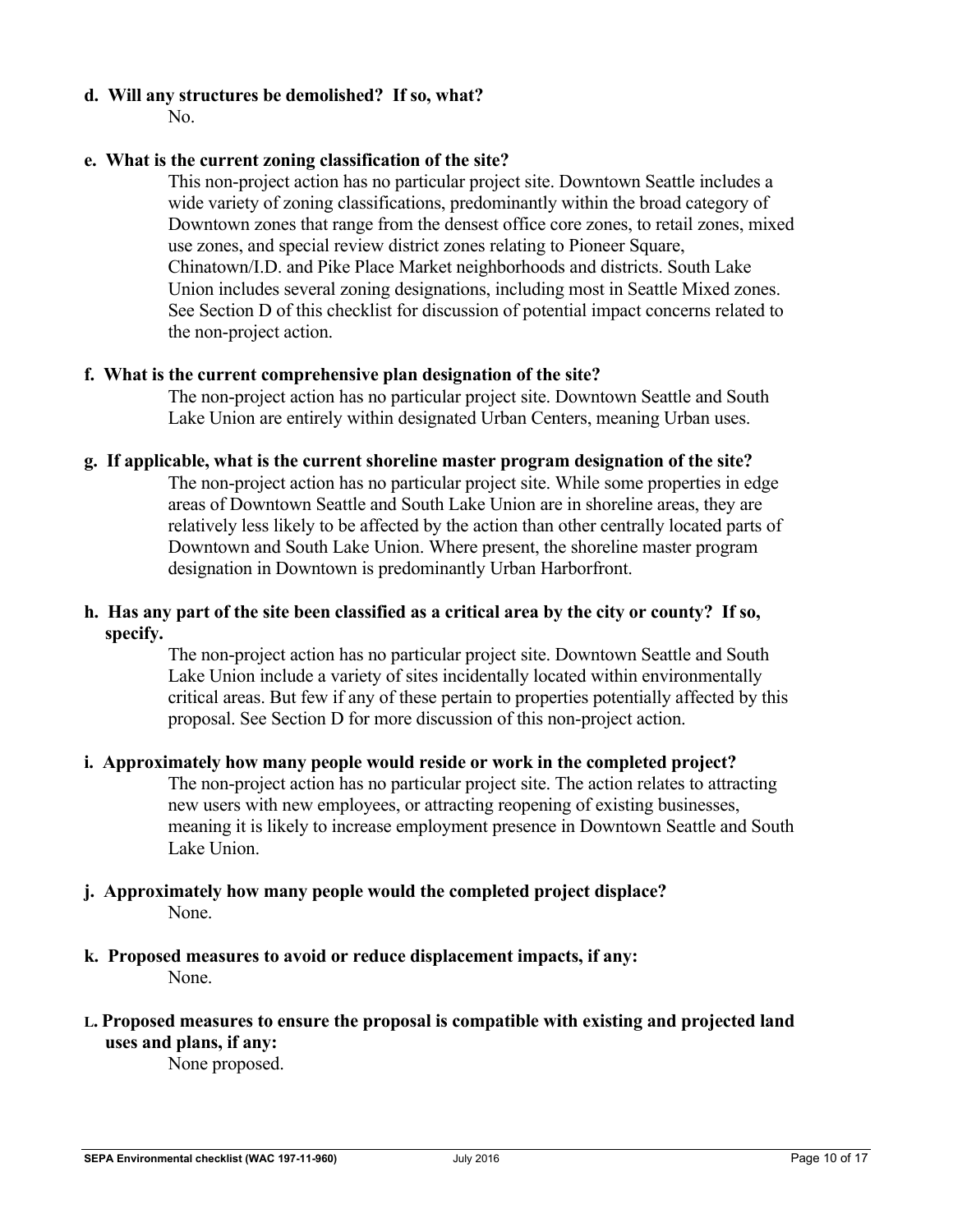**d. Will any structures be demolished? If so, what?**

No.

**e. What is the current zoning classification of the site?**

This non-project action has no particular project site. Downtown Seattle includes a wide variety of zoning classifications, predominantly within the broad category of Downtown zones that range from the densest office core zones, to retail zones, mixed use zones, and special review district zones relating to Pioneer Square, Chinatown/I.D. and Pike Place Market neighborhoods and districts. South Lake Union includes several zoning designations, including most in Seattle Mixed zones. See Section D of this checklist for discussion of potential impact concerns related to the non-project action.

**f. What is the current comprehensive plan designation of the site?**

The non-project action has no particular project site. Downtown Seattle and South Lake Union are entirely within designated Urban Centers, meaning Urban uses.

**g. If applicable, what is the current shoreline master program designation of the site?**

The non-project action has no particular project site. While some properties in edge areas of Downtown Seattle and South Lake Union are in shoreline areas, they are relatively less likely to be affected by the action than other centrally located parts of Downtown and South Lake Union. Where present, the shoreline master program designation in Downtown is predominantly Urban Harborfront.

**h. Has any part of the site been classified as a critical area by the city or county? If so, specify.**

The non-project action has no particular project site. Downtown Seattle and South Lake Union include a variety of sites incidentally located within environmentally critical areas. But few if any of these pertain to properties potentially affected by this proposal. See Section D for more discussion of this non-project action.

**i. Approximately how many people would reside or work in the completed project?**

The non-project action has no particular project site. The action relates to attracting new users with new employees, or attracting reopening of existing businesses, meaning it is likely to increase employment presence in Downtown Seattle and South Lake Union.

**j. Approximately how many people would the completed project displace?**

None.

**k. Proposed measures to avoid or reduce displacement impacts, if any:**

None.

**L. Proposed measures to ensure the proposal is compatible with existing and projected land uses and plans, if any:**

None proposed.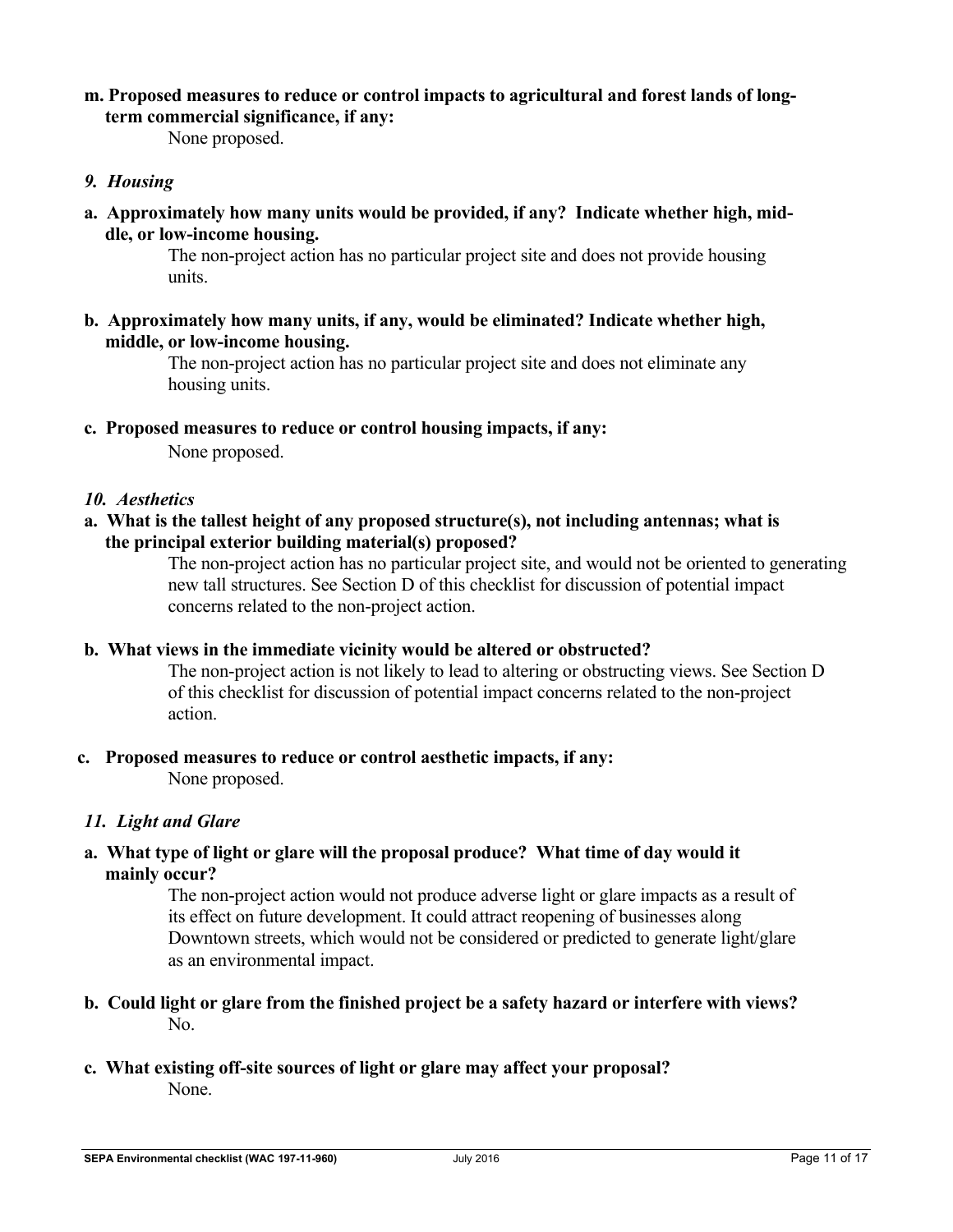**m. Proposed measures to reduce or control impacts to agricultural and forest lands of long-term commercial significance, if any:**

None proposed.

### *9. Housing*

**a. Approximately how many units would be provided, if any? Indicate whether high, middle, or low-income housing.**

The non-project action has no particular project site and does not provide housing units.

**b. Approximately how many units, if any, would be eliminated? Indicate whether high, middle, or low-income housing.**

The non-project action has no particular project site and does not eliminate any housing units.

**c. Proposed measures to reduce or control housing impacts, if any:**

None proposed.

### *10. Aesthetics*

**a. What is the tallest height of any proposed structure(s), not including antennas; what is the principal exterior building material(s) proposed?**

The non-project action has no particular project site, and would not be oriented to generating new tall structures. See Section D of this checklist for discussion of potential impact concerns related to the non-project action.

**b. What views in the immediate vicinity would be altered or obstructed?**

The non-project action is not likely to lead to altering or obstructing views. See Section D of this checklist for discussion of potential impact concerns related to the non-project action.

**c. Proposed measures to reduce or control aesthetic impacts, if any:**

None proposed.

### *11. Light and Glare*

**a. What type of light or glare will the proposal produce? What time of day would it mainly occur?**

The non-project action would not produce adverse light or glare impacts as a result of its effect on future development. It could attract reopening of businesses along Downtown streets, which would not be considered or predicted to generate light/glare as an environmental impact.

**b. Could light or glare from the finished project be a safety hazard or interfere with views?**

No.

**c. What existing off-site sources of light or glare may affect your proposal?**

None.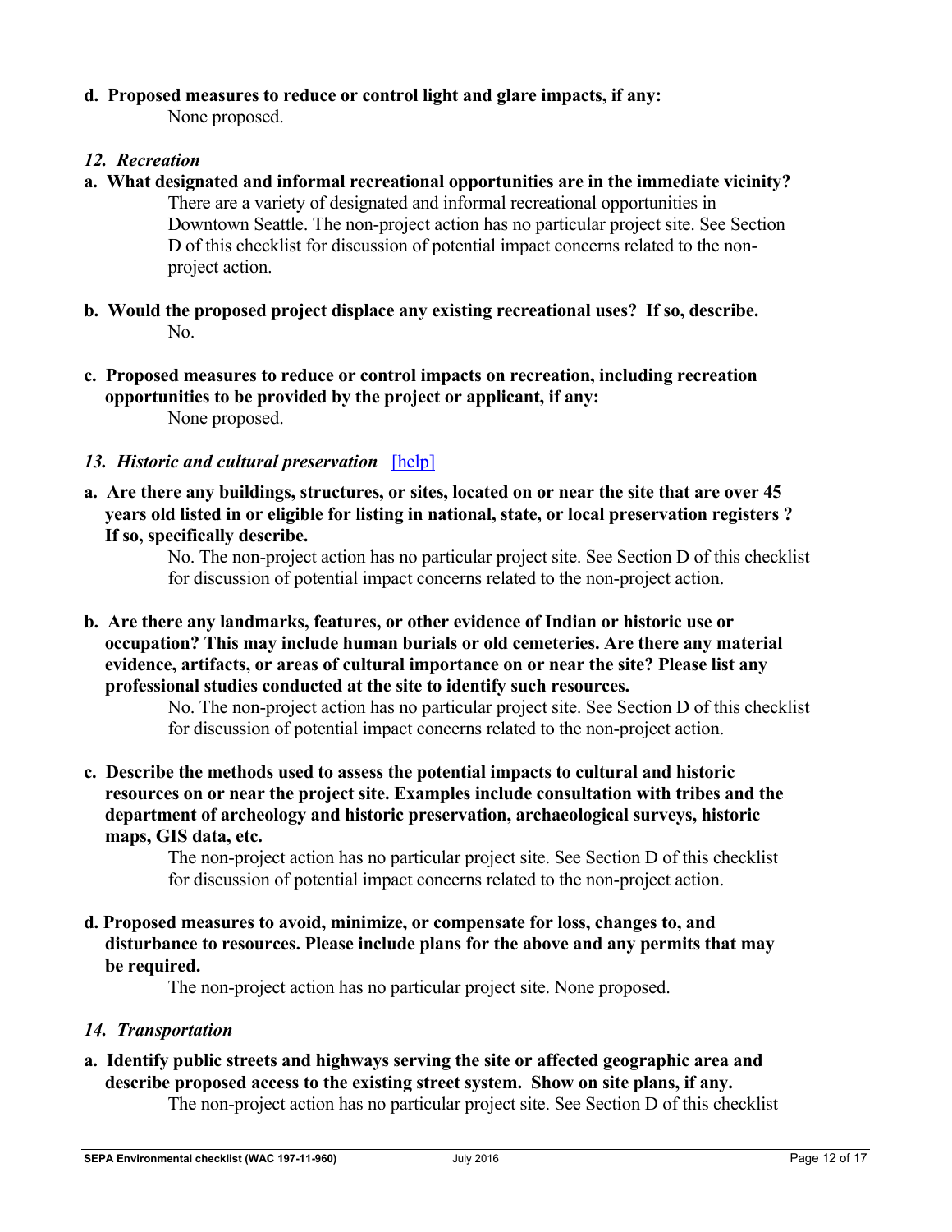**d. Proposed measures to reduce or control light and glare impacts, if any:**

None proposed.

*12. Recreation*

**a. What designated and informal recreational opportunities are in the immediate vicinity?**

There are a variety of designated and informal recreational opportunities in Downtown Seattle. The non-project action has no particular project site. See Section D of this checklist for discussion of potential impact concerns related to the non-project action.

**b. Would the proposed project displace any existing recreational uses? If so, describe.**

No.

**c. Proposed measures to reduce or control impacts on recreation, including recreation opportunities to be provided by the project or applicant, if any:**

None proposed.

*13. Historic and cultural preservation* [help]

**a. Are there any buildings, structures, or sites, located on or near the site that are over 45 years old listed in or eligible for listing in national, state, or local preservation registers ? If so, specifically describe.**

No. The non-project action has no particular project site. See Section D of this checklist for discussion of potential impact concerns related to the non-project action.

**b. Are there any landmarks, features, or other evidence of Indian or historic use or occupation? This may include human burials or old cemeteries. Are there any material evidence, artifacts, or areas of cultural importance on or near the site? Please list any professional studies conducted at the site to identify such resources.**

No. The non-project action has no particular project site. See Section D of this checklist for discussion of potential impact concerns related to the non-project action.

**c. Describe the methods used to assess the potential impacts to cultural and historic resources on or near the project site. Examples include consultation with tribes and the department of archeology and historic preservation, archaeological surveys, historic maps, GIS data, etc.**

The non-project action has no particular project site. See Section D of this checklist for discussion of potential impact concerns related to the non-project action.

**d. Proposed measures to avoid, minimize, or compensate for loss, changes to, and disturbance to resources. Please include plans for the above and any permits that may be required.**

The non-project action has no particular project site. None proposed.

*14. Transportation*

**a. Identify public streets and highways serving the site or affected geographic area and describe proposed access to the existing street system. Show on site plans, if any.**

The non-project action has no particular project site. See Section D of this checklist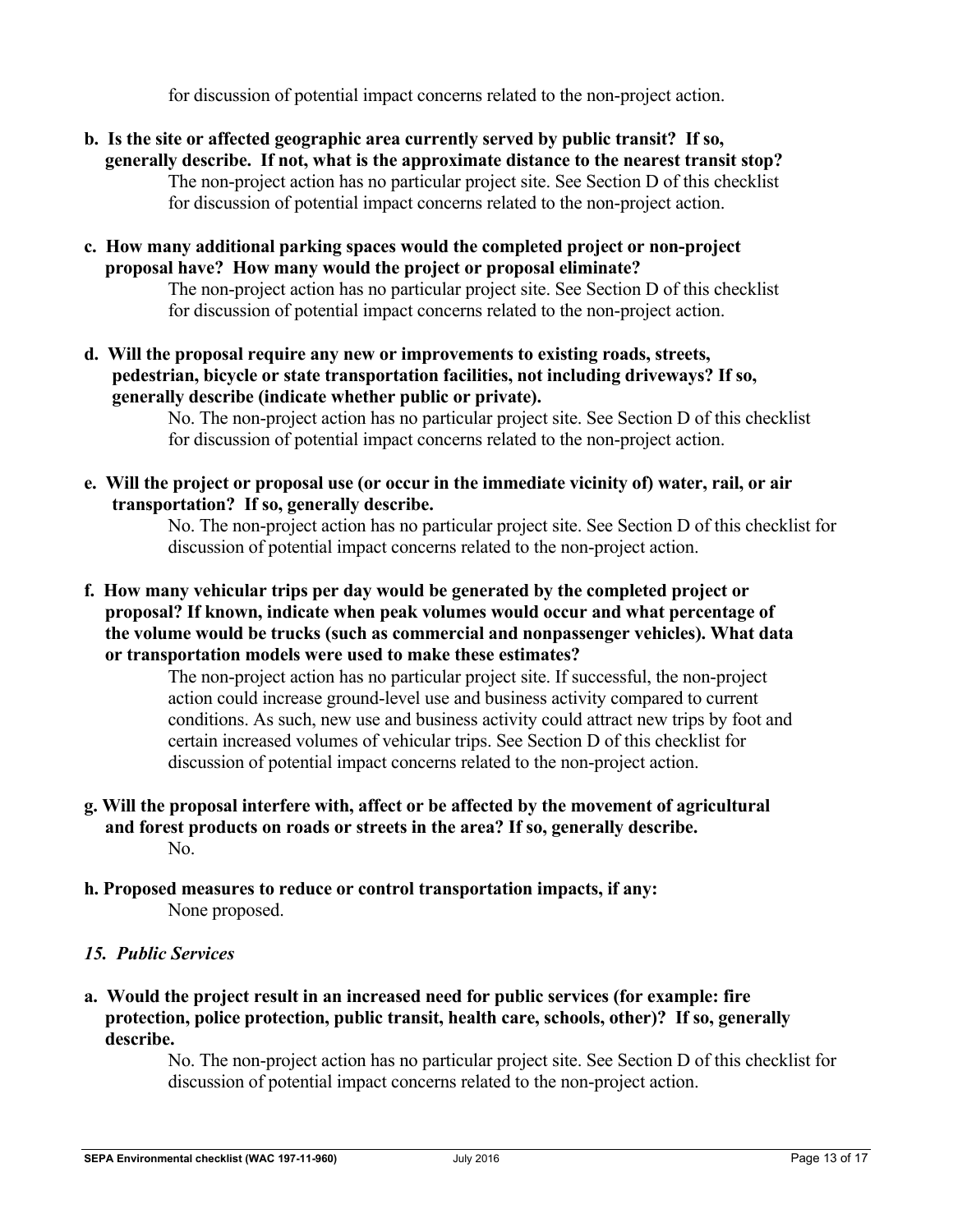for discussion of potential impact concerns related to the non-project action.

**b. Is the site or affected geographic area currently served by public transit? If so, generally describe. If not, what is the approximate distance to the nearest transit stop?**

The non-project action has no particular project site. See Section D of this checklist for discussion of potential impact concerns related to the non-project action.

**c. How many additional parking spaces would the completed project or non-project proposal have? How many would the project or proposal eliminate?**

The non-project action has no particular project site. See Section D of this checklist for discussion of potential impact concerns related to the non-project action.

**d. Will the proposal require any new or improvements to existing roads, streets, pedestrian, bicycle or state transportation facilities, not including driveways? If so, generally describe (indicate whether public or private).**

No. The non-project action has no particular project site. See Section D of this checklist for discussion of potential impact concerns related to the non-project action.

**e. Will the project or proposal use (or occur in the immediate vicinity of) water, rail, or air transportation? If so, generally describe.**

No. The non-project action has no particular project site. See Section D of this checklist for discussion of potential impact concerns related to the non-project action.

**f. How many vehicular trips per day would be generated by the completed project or proposal? If known, indicate when peak volumes would occur and what percentage of the volume would be trucks (such as commercial and nonpassenger vehicles). What data or transportation models were used to make these estimates?**

The non-project action has no particular project site. If successful, the non-project action could increase ground-level use and business activity compared to current conditions. As such, new use and business activity could attract new trips by foot and certain increased volumes of vehicular trips. See Section D of this checklist for discussion of potential impact concerns related to the non-project action.

**g. Will the proposal interfere with, affect or be affected by the movement of agricultural and forest products on roads or streets in the area? If so, generally describe.**

No.

**h. Proposed measures to reduce or control transportation impacts, if any:**

None proposed.

### *15. Public Services*

**a. Would the project result in an increased need for public services (for example: fire protection, police protection, public transit, health care, schools, other)? If so, generally describe.**

No. The non-project action has no particular project site. See Section D of this checklist for discussion of potential impact concerns related to the non-project action.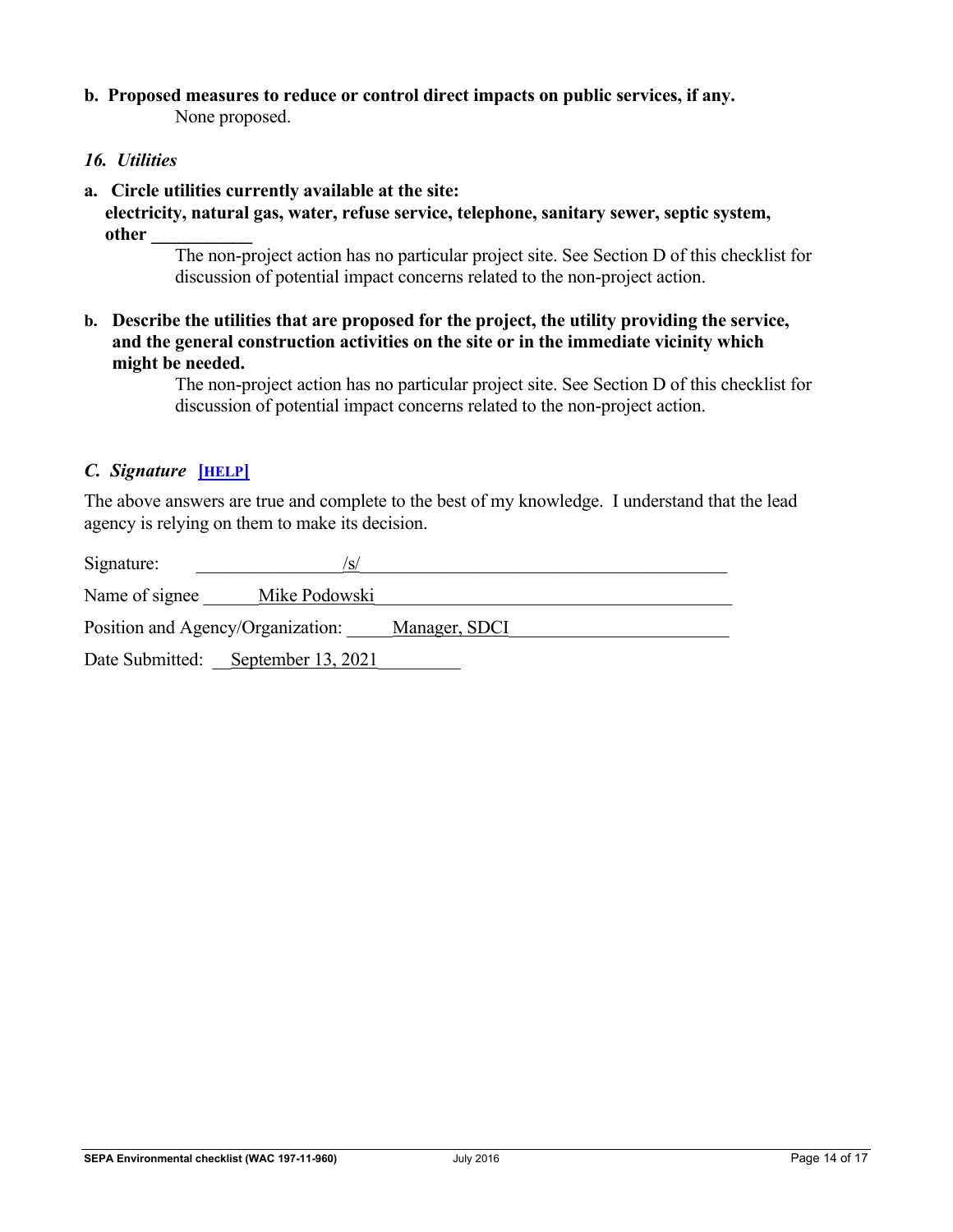**b. Proposed measures to reduce or control direct impacts on public services, if any.**

None proposed.

### *16. Utilities*

**a. Circle utilities currently available at the site:**
**electricity, natural gas, water, refuse service, telephone, sanitary sewer, septic system, other ___________**

The non-project action has no particular project site. See Section D of this checklist for discussion of potential impact concerns related to the non-project action.

**b. Describe the utilities that are proposed for the project, the utility providing the service, and the general construction activities on the site or in the immediate vicinity which might be needed.**

The non-project action has no particular project site. See Section D of this checklist for discussion of potential impact concerns related to the non-project action.

## *C. Signature* [HELP]

The above answers are true and complete to the best of my knowledge. I understand that the lead agency is relying on them to make its decision.

Signature: /s/

Name of signee Mike Podowski

Position and Agency/Organization: Manager, SDCI

Date Submitted: September 13, 2021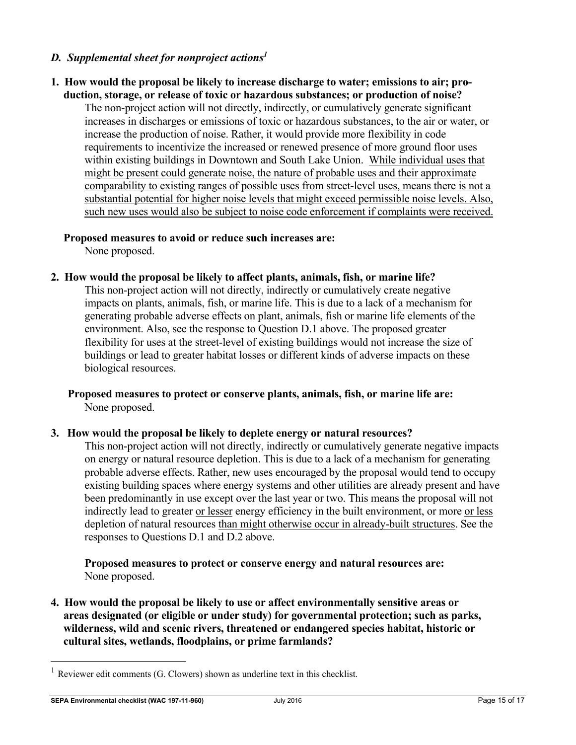### *D. Supplemental sheet for nonproject actions*[1]

**1. How would the proposal be likely to increase discharge to water; emissions to air; production, storage, or release of toxic or hazardous substances; or production of noise?**

The non-project action will not directly, indirectly, or cumulatively generate significant increases in discharges or emissions of toxic or hazardous substances, to the air or water, or increase the production of noise. Rather, it would provide more flexibility in code requirements to incentivize the increased or renewed presence of more ground floor uses within existing buildings in Downtown and South Lake Union. <u>While individual uses that might be present could generate noise, the nature of probable uses and their approximate comparability to existing ranges of possible uses from street-level uses, means there is not a substantial potential for higher noise levels that might exceed permissible noise levels. Also, such new uses would also be subject to noise code enforcement if complaints were received.</u>

**Proposed measures to avoid or reduce such increases are:**

None proposed.

**2. How would the proposal be likely to affect plants, animals, fish, or marine life?**

This non-project action will not directly, indirectly or cumulatively create negative impacts on plants, animals, fish, or marine life. This is due to a lack of a mechanism for generating probable adverse effects on plant, animals, fish or marine life elements of the environment. Also, see the response to Question D.1 above. The proposed greater flexibility for uses at the street-level of existing buildings would not increase the size of buildings or lead to greater habitat losses or different kinds of adverse impacts on these biological resources.

**Proposed measures to protect or conserve plants, animals, fish, or marine life are:**

None proposed.

**3. How would the proposal be likely to deplete energy or natural resources?**

This non-project action will not directly, indirectly or cumulatively generate negative impacts on energy or natural resource depletion. This is due to a lack of a mechanism for generating probable adverse effects. Rather, new uses encouraged by the proposal would tend to occupy existing building spaces where energy systems and other utilities are already present and have been predominantly in use except over the last year or two. This means the proposal will not indirectly lead to greater <u>or lesser</u> energy efficiency in the built environment, or more <u>or less</u> depletion of natural resources <u>than might otherwise occur in already-built structures</u>. See the responses to Questions D.1 and D.2 above.

**Proposed measures to protect or conserve energy and natural resources are:**

None proposed.

**4. How would the proposal be likely to use or affect environmentally sensitive areas or areas designated (or eligible or under study) for governmental protection; such as parks, wilderness, wild and scenic rivers, threatened or endangered species habitat, historic or cultural sites, wetlands, floodplains, or prime farmlands?**

---

[1] Reviewer edit comments (G. Clowers) shown as underline text in this checklist.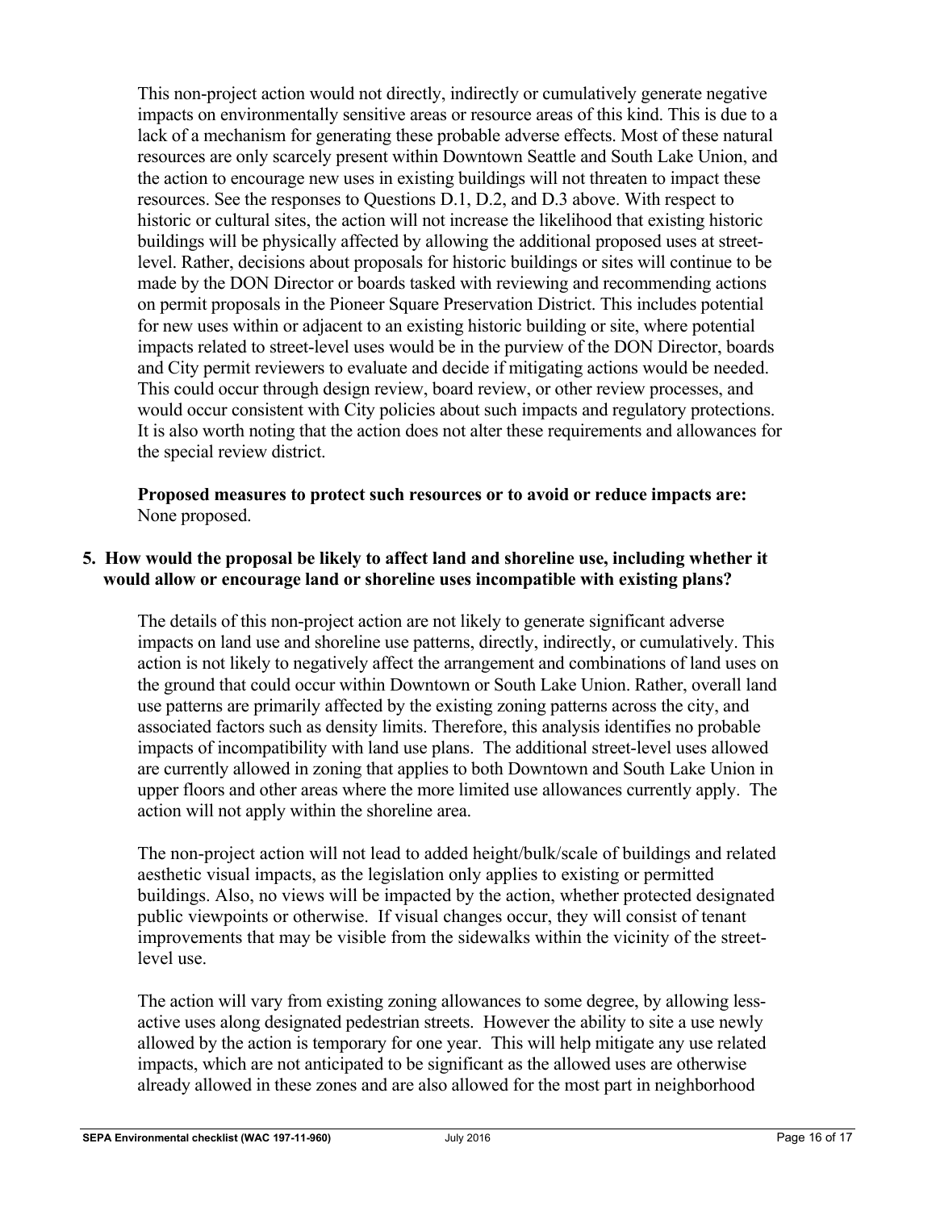This non-project action would not directly, indirectly or cumulatively generate negative impacts on environmentally sensitive areas or resource areas of this kind. This is due to a lack of a mechanism for generating these probable adverse effects. Most of these natural resources are only scarcely present within Downtown Seattle and South Lake Union, and the action to encourage new uses in existing buildings will not threaten to impact these resources. See the responses to Questions D.1, D.2, and D.3 above. With respect to historic or cultural sites, the action will not increase the likelihood that existing historic buildings will be physically affected by allowing the additional proposed uses at street-level. Rather, decisions about proposals for historic buildings or sites will continue to be made by the DON Director or boards tasked with reviewing and recommending actions on permit proposals in the Pioneer Square Preservation District. This includes potential for new uses within or adjacent to an existing historic building or site, where potential impacts related to street-level uses would be in the purview of the DON Director, boards and City permit reviewers to evaluate and decide if mitigating actions would be needed. This could occur through design review, board review, or other review processes, and would occur consistent with City policies about such impacts and regulatory protections. It is also worth noting that the action does not alter these requirements and allowances for the special review district.

**Proposed measures to protect such resources or to avoid or reduce impacts are:** None proposed.

**5. How would the proposal be likely to affect land and shoreline use, including whether it would allow or encourage land or shoreline uses incompatible with existing plans?**

The details of this non-project action are not likely to generate significant adverse impacts on land use and shoreline use patterns, directly, indirectly, or cumulatively. This action is not likely to negatively affect the arrangement and combinations of land uses on the ground that could occur within Downtown or South Lake Union. Rather, overall land use patterns are primarily affected by the existing zoning patterns across the city, and associated factors such as density limits. Therefore, this analysis identifies no probable impacts of incompatibility with land use plans. The additional street-level uses allowed are currently allowed in zoning that applies to both Downtown and South Lake Union in upper floors and other areas where the more limited use allowances currently apply. The action will not apply within the shoreline area.

The non-project action will not lead to added height/bulk/scale of buildings and related aesthetic visual impacts, as the legislation only applies to existing or permitted buildings. Also, no views will be impacted by the action, whether protected designated public viewpoints or otherwise. If visual changes occur, they will consist of tenant improvements that may be visible from the sidewalks within the vicinity of the street-level use.

The action will vary from existing zoning allowances to some degree, by allowing less-active uses along designated pedestrian streets. However the ability to site a use newly allowed by the action is temporary for one year. This will help mitigate any use related impacts, which are not anticipated to be significant as the allowed uses are otherwise already allowed in these zones and are also allowed for the most part in neighborhood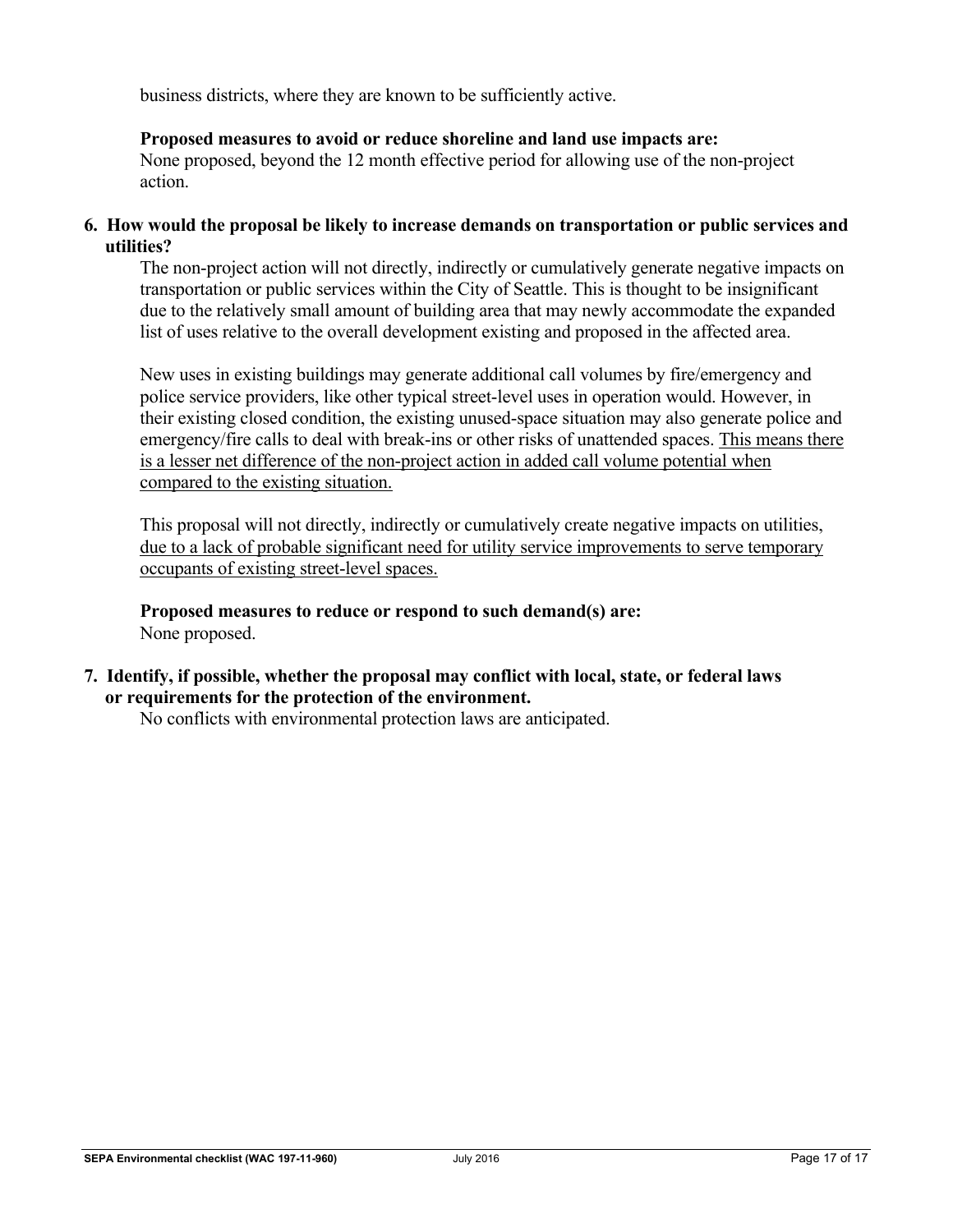business districts, where they are known to be sufficiently active.

**Proposed measures to avoid or reduce shoreline and land use impacts are:**
None proposed, beyond the 12 month effective period for allowing use of the non-project action.

**6. How would the proposal be likely to increase demands on transportation or public services and utilities?**

The non-project action will not directly, indirectly or cumulatively generate negative impacts on transportation or public services within the City of Seattle. This is thought to be insignificant due to the relatively small amount of building area that may newly accommodate the expanded list of uses relative to the overall development existing and proposed in the affected area.

New uses in existing buildings may generate additional call volumes by fire/emergency and police service providers, like other typical street-level uses in operation would. However, in their existing closed condition, the existing unused-space situation may also generate police and emergency/fire calls to deal with break-ins or other risks of unattended spaces. <u>This means there is a lesser net difference of the non-project action in added call volume potential when compared to the existing situation.</u>

This proposal will not directly, indirectly or cumulatively create negative impacts on utilities, <u>due to a lack of probable significant need for utility service improvements to serve temporary occupants of existing street-level spaces.</u>

**Proposed measures to reduce or respond to such demand(s) are:**
None proposed.

**7. Identify, if possible, whether the proposal may conflict with local, state, or federal laws or requirements for the protection of the environment.**

No conflicts with environmental protection laws are anticipated.